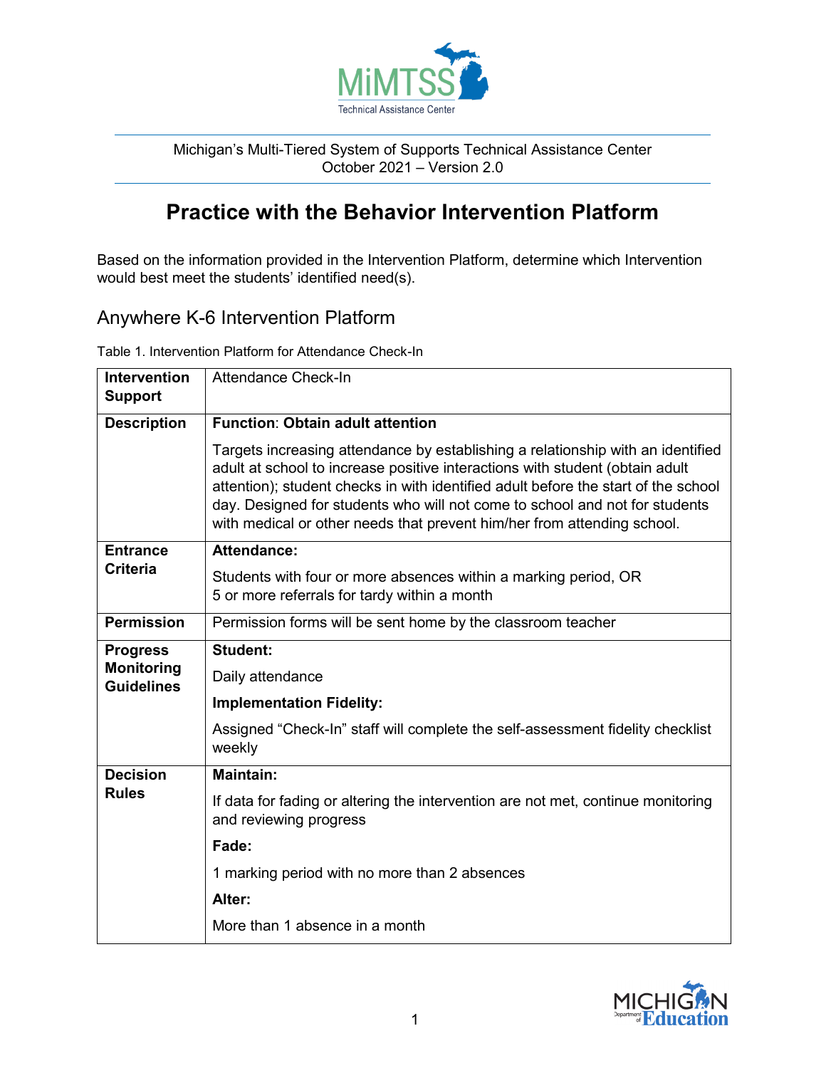Michigan's Multi-Tiered System of Supports Technical Assistance Center
October 2021 – Version 2.0

# Practice with the Behavior Intervention Platform

Based on the information provided in the Intervention Platform, determine which Intervention would best meet the students' identified need(s).

## Anywhere K-6 Intervention Platform

Table 1. Intervention Platform for Attendance Check-In

| **Intervention Support** | Attendance Check-In |
|---|---|
| **Description** | **Function**: **Obtain adult attention**<br><br>Targets increasing attendance by establishing a relationship with an identified adult at school to increase positive interactions with student (obtain adult attention); student checks in with identified adult before the start of the school day. Designed for students who will not come to school and not for students with medical or other needs that prevent him/her from attending school. |
| **Entrance Criteria** | **Attendance:**<br><br>Students with four or more absences within a marking period, OR<br>5 or more referrals for tardy within a month |
| **Permission** | Permission forms will be sent home by the classroom teacher |
| **Progress Monitoring Guidelines** | **Student:**<br><br>Daily attendance<br><br>**Implementation Fidelity:**<br><br>Assigned "Check-In" staff will complete the self-assessment fidelity checklist weekly |
| **Decision Rules** | **Maintain:**<br><br>If data for fading or altering the intervention are not met, continue monitoring and reviewing progress<br><br>**Fade:**<br><br>1 marking period with no more than 2 absences<br><br>**Alter:**<br><br>More than 1 absence in a month |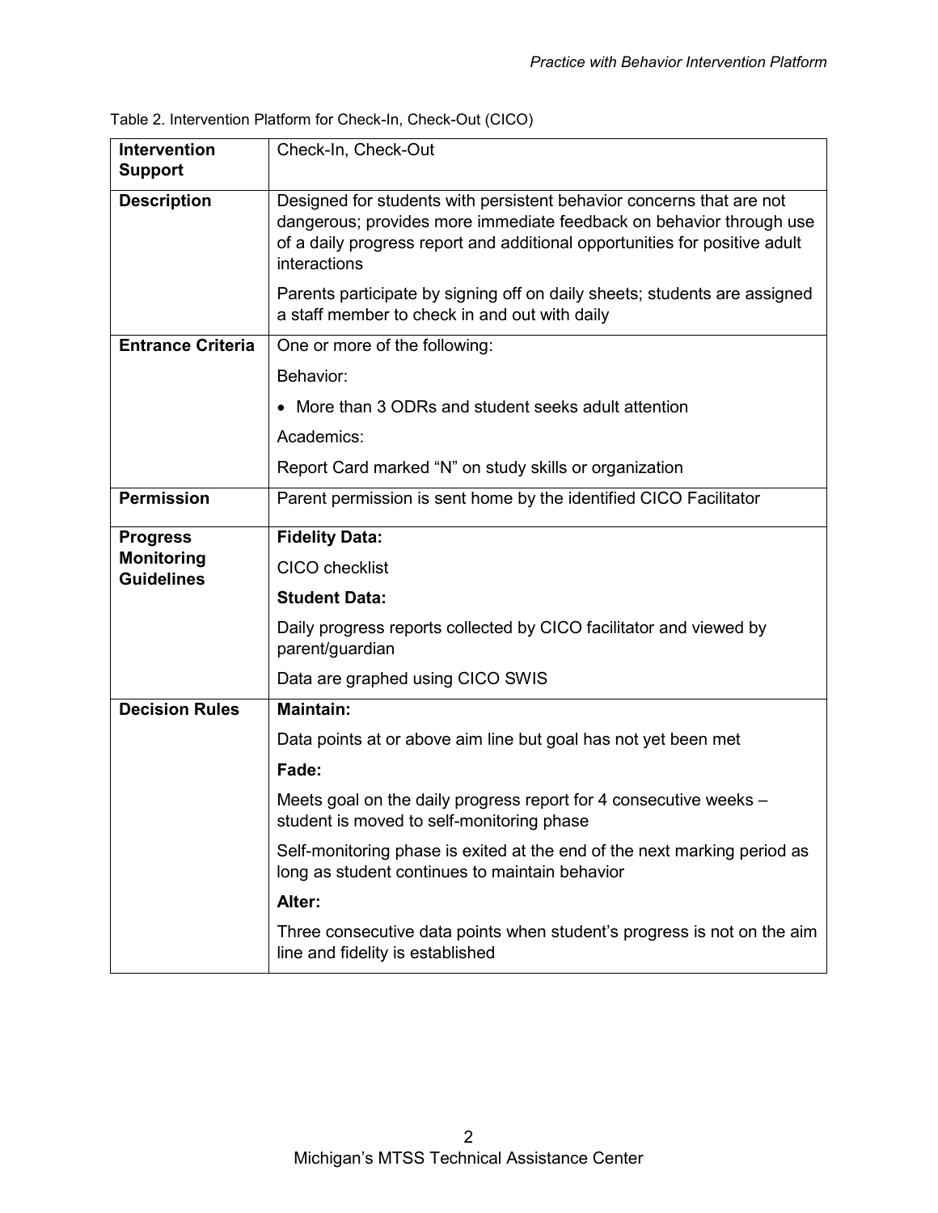Table 2. Intervention Platform for Check-In, Check-Out (CICO)

| **Intervention Support** | Check-In, Check-Out |
|---|---|
| **Description** | Designed for students with persistent behavior concerns that are not dangerous; provides more immediate feedback on behavior through use of a daily progress report and additional opportunities for positive adult interactions<br><br>Parents participate by signing off on daily sheets; students are assigned a staff member to check in and out with daily |
| **Entrance Criteria** | One or more of the following:<br><br>Behavior:<br><br>• More than 3 ODRs and student seeks adult attention<br><br>Academics:<br><br>Report Card marked "N" on study skills or organization |
| **Permission** | Parent permission is sent home by the identified CICO Facilitator |
| **Progress Monitoring Guidelines** | **Fidelity Data:**<br><br>CICO checklist<br><br>**Student Data:**<br><br>Daily progress reports collected by CICO facilitator and viewed by parent/guardian<br><br>Data are graphed using CICO SWIS |
| **Decision Rules** | **Maintain:**<br><br>Data points at or above aim line but goal has not yet been met<br><br>**Fade:**<br><br>Meets goal on the daily progress report for 4 consecutive weeks – student is moved to self-monitoring phase<br><br>Self-monitoring phase is exited at the end of the next marking period as long as student continues to maintain behavior<br><br>**Alter:**<br><br>Three consecutive data points when student's progress is not on the aim line and fidelity is established |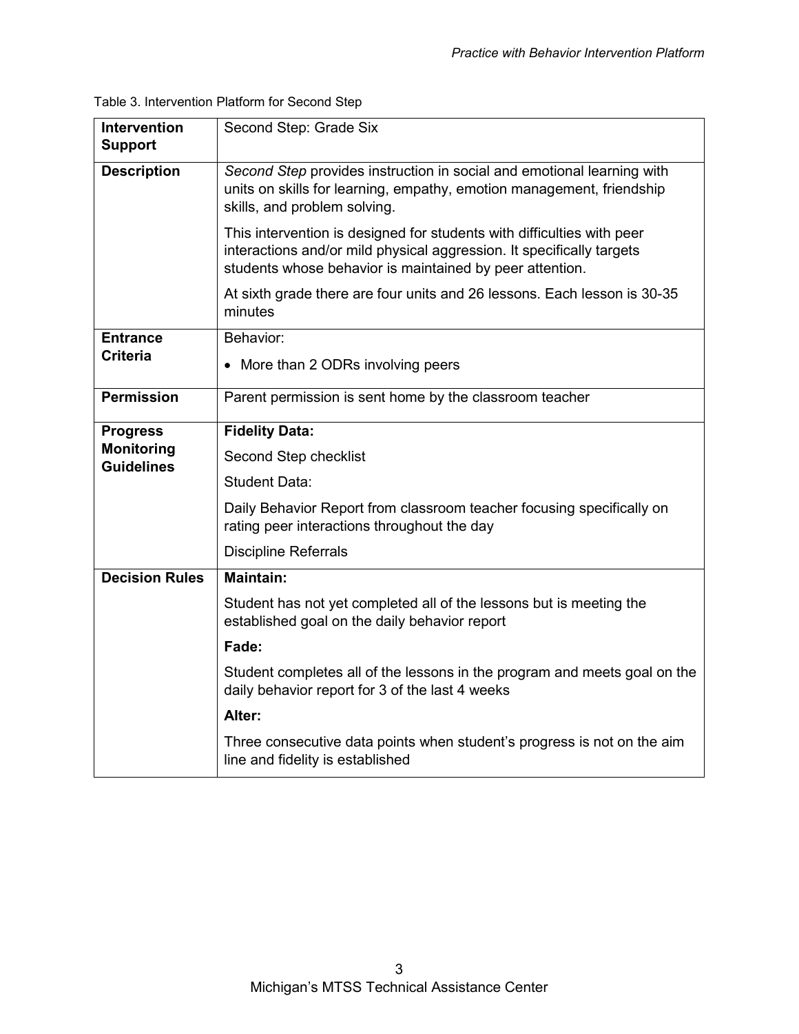Table 3. Intervention Platform for Second Step

| **Intervention Support** | Second Step: Grade Six |
|---|---|
| **Description** | *Second Step* provides instruction in social and emotional learning with units on skills for learning, empathy, emotion management, friendship skills, and problem solving.<br><br>This intervention is designed for students with difficulties with peer interactions and/or mild physical aggression. It specifically targets students whose behavior is maintained by peer attention.<br><br>At sixth grade there are four units and 26 lessons. Each lesson is 30-35 minutes |
| **Entrance Criteria** | Behavior:<br><br>• More than 2 ODRs involving peers |
| **Permission** | Parent permission is sent home by the classroom teacher |
| **Progress Monitoring Guidelines** | **Fidelity Data:**<br><br>Second Step checklist<br><br>Student Data:<br><br>Daily Behavior Report from classroom teacher focusing specifically on rating peer interactions throughout the day<br><br>Discipline Referrals |
| **Decision Rules** | **Maintain:**<br><br>Student has not yet completed all of the lessons but is meeting the established goal on the daily behavior report<br><br>**Fade:**<br><br>Student completes all of the lessons in the program and meets goal on the daily behavior report for 3 of the last 4 weeks<br><br>**Alter:**<br><br>Three consecutive data points when student's progress is not on the aim line and fidelity is established |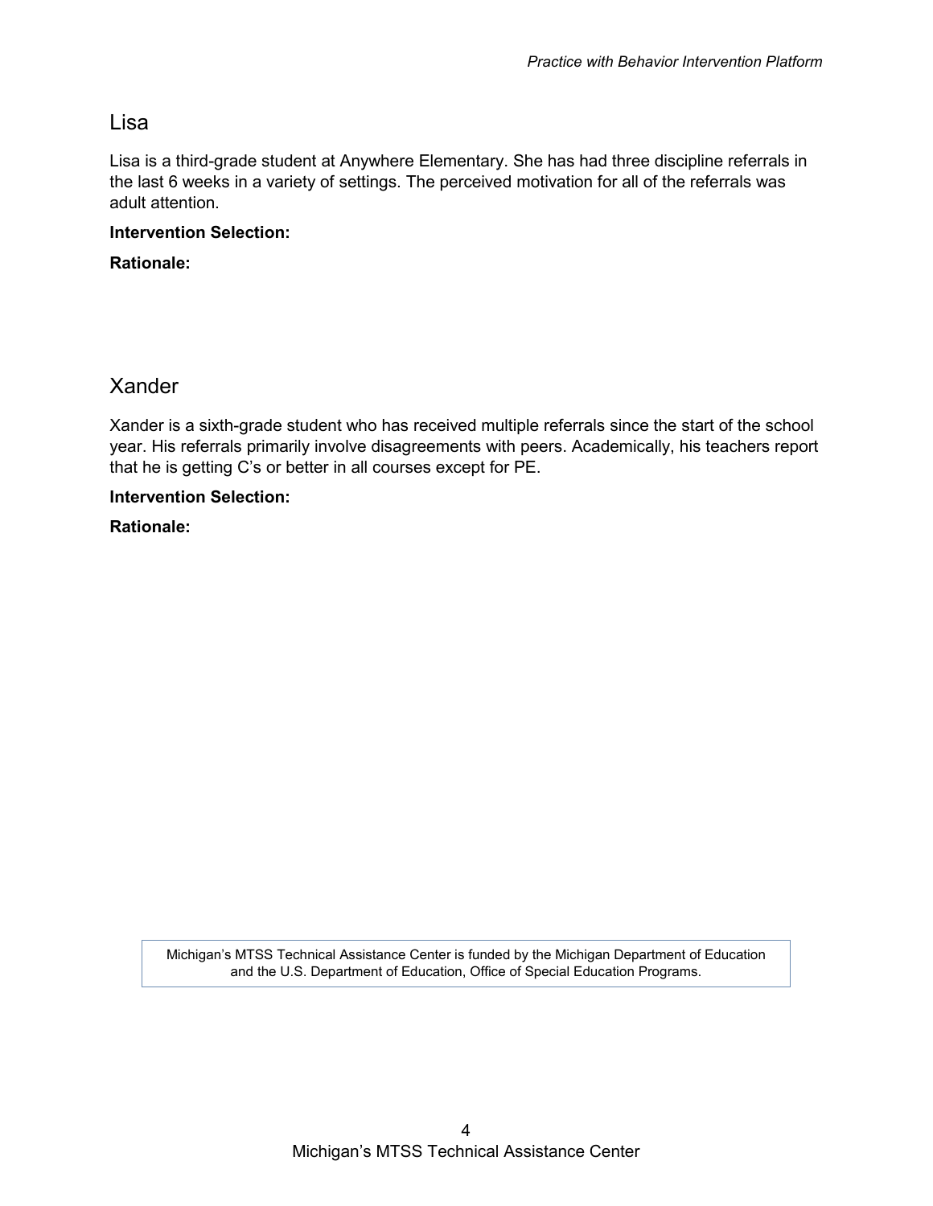## Lisa

Lisa is a third-grade student at Anywhere Elementary. She has had three discipline referrals in the last 6 weeks in a variety of settings. The perceived motivation for all of the referrals was adult attention.

**Intervention Selection:**

**Rationale:**

## Xander

Xander is a sixth-grade student who has received multiple referrals since the start of the school year. His referrals primarily involve disagreements with peers. Academically, his teachers report that he is getting C's or better in all courses except for PE.

**Intervention Selection:**

**Rationale:**

Michigan's MTSS Technical Assistance Center is funded by the Michigan Department of Education and the U.S. Department of Education, Office of Special Education Programs.